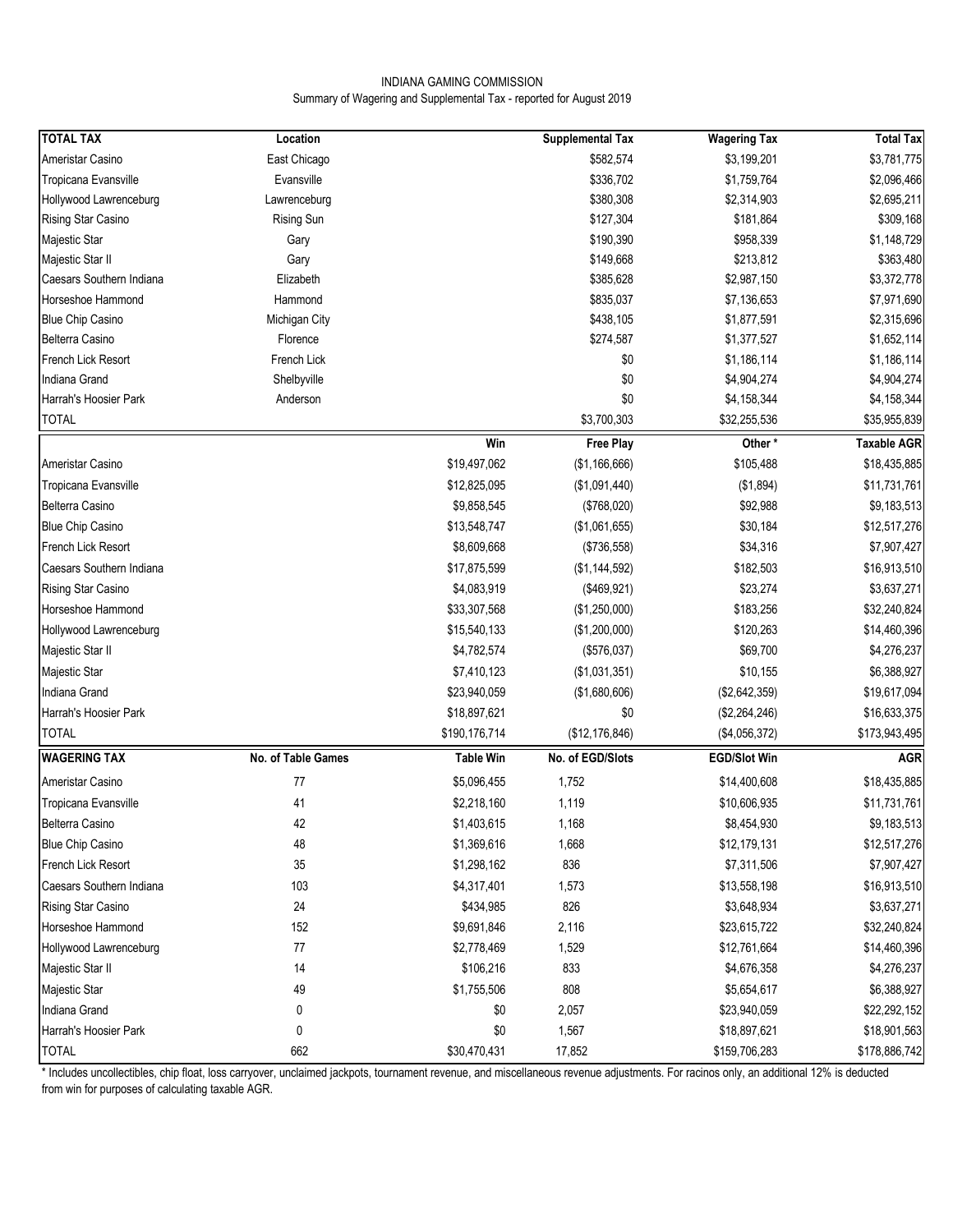INDIANA GAMING COMMISSION
Summary of Wagering and Supplemental Tax - reported for August 2019

| TOTAL TAX | Location | | Supplemental Tax | Wagering Tax | Total Tax |
|---|---|---|---|---|---|
| Ameristar Casino | East Chicago | | $582,574 | $3,199,201 | $3,781,775 |
| Tropicana Evansville | Evansville | | $336,702 | $1,759,764 | $2,096,466 |
| Hollywood Lawrenceburg | Lawrenceburg | | $380,308 | $2,314,903 | $2,695,211 |
| Rising Star Casino | Rising Sun | | $127,304 | $181,864 | $309,168 |
| Majestic Star | Gary | | $190,390 | $958,339 | $1,148,729 |
| Majestic Star II | Gary | | $149,668 | $213,812 | $363,480 |
| Caesars Southern Indiana | Elizabeth | | $385,628 | $2,987,150 | $3,372,778 |
| Horseshoe Hammond | Hammond | | $835,037 | $7,136,653 | $7,971,690 |
| Blue Chip Casino | Michigan City | | $438,105 | $1,877,591 | $2,315,696 |
| Belterra Casino | Florence | | $274,587 | $1,377,527 | $1,652,114 |
| French Lick Resort | French Lick | | $0 | $1,186,114 | $1,186,114 |
| Indiana Grand | Shelbyville | | $0 | $4,904,274 | $4,904,274 |
| Harrah's Hoosier Park | Anderson | | $0 | $4,158,344 | $4,158,344 |
| TOTAL | | | $3,700,303 | $32,255,536 | $35,955,839 |

| | | Win | Free Play | Other * | Taxable AGR |
|---|---|---|---|---|---|
| Ameristar Casino | | $19,497,062 | ($1,166,666) | $105,488 | $18,435,885 |
| Tropicana Evansville | | $12,825,095 | ($1,091,440) | ($1,894) | $11,731,761 |
| Belterra Casino | | $9,858,545 | ($768,020) | $92,988 | $9,183,513 |
| Blue Chip Casino | | $13,548,747 | ($1,061,655) | $30,184 | $12,517,276 |
| French Lick Resort | | $8,609,668 | ($736,558) | $34,316 | $7,907,427 |
| Caesars Southern Indiana | | $17,875,599 | ($1,144,592) | $182,503 | $16,913,510 |
| Rising Star Casino | | $4,083,919 | ($469,921) | $23,274 | $3,637,271 |
| Horseshoe Hammond | | $33,307,568 | ($1,250,000) | $183,256 | $32,240,824 |
| Hollywood Lawrenceburg | | $15,540,133 | ($1,200,000) | $120,263 | $14,460,396 |
| Majestic Star II | | $4,782,574 | ($576,037) | $69,700 | $4,276,237 |
| Majestic Star | | $7,410,123 | ($1,031,351) | $10,155 | $6,388,927 |
| Indiana Grand | | $23,940,059 | ($1,680,606) | ($2,642,359) | $19,617,094 |
| Harrah's Hoosier Park | | $18,897,621 | $0 | ($2,264,246) | $16,633,375 |
| TOTAL | | $190,176,714 | ($12,176,846) | ($4,056,372) | $173,943,495 |

| WAGERING TAX | No. of Table Games | Table Win | No. of EGD/Slots | EGD/Slot Win | AGR |
|---|---|---|---|---|---|
| Ameristar Casino | 77 | $5,096,455 | 1,752 | $14,400,608 | $18,435,885 |
| Tropicana Evansville | 41 | $2,218,160 | 1,119 | $10,606,935 | $11,731,761 |
| Belterra Casino | 42 | $1,403,615 | 1,168 | $8,454,930 | $9,183,513 |
| Blue Chip Casino | 48 | $1,369,616 | 1,668 | $12,179,131 | $12,517,276 |
| French Lick Resort | 35 | $1,298,162 | 836 | $7,311,506 | $7,907,427 |
| Caesars Southern Indiana | 103 | $4,317,401 | 1,573 | $13,558,198 | $16,913,510 |
| Rising Star Casino | 24 | $434,985 | 826 | $3,648,934 | $3,637,271 |
| Horseshoe Hammond | 152 | $9,691,846 | 2,116 | $23,615,722 | $32,240,824 |
| Hollywood Lawrenceburg | 77 | $2,778,469 | 1,529 | $12,761,664 | $14,460,396 |
| Majestic Star II | 14 | $106,216 | 833 | $4,676,358 | $4,276,237 |
| Majestic Star | 49 | $1,755,506 | 808 | $5,654,617 | $6,388,927 |
| Indiana Grand | 0 | $0 | 2,057 | $23,940,059 | $22,292,152 |
| Harrah's Hoosier Park | 0 | $0 | 1,567 | $18,897,621 | $18,901,563 |
| TOTAL | 662 | $30,470,431 | 17,852 | $159,706,283 | $178,886,742 |

\* Includes uncollectibles, chip float, loss carryover, unclaimed jackpots, tournament revenue, and miscellaneous revenue adjustments. For racinos only, an additional 12% is deducted from win for purposes of calculating taxable AGR.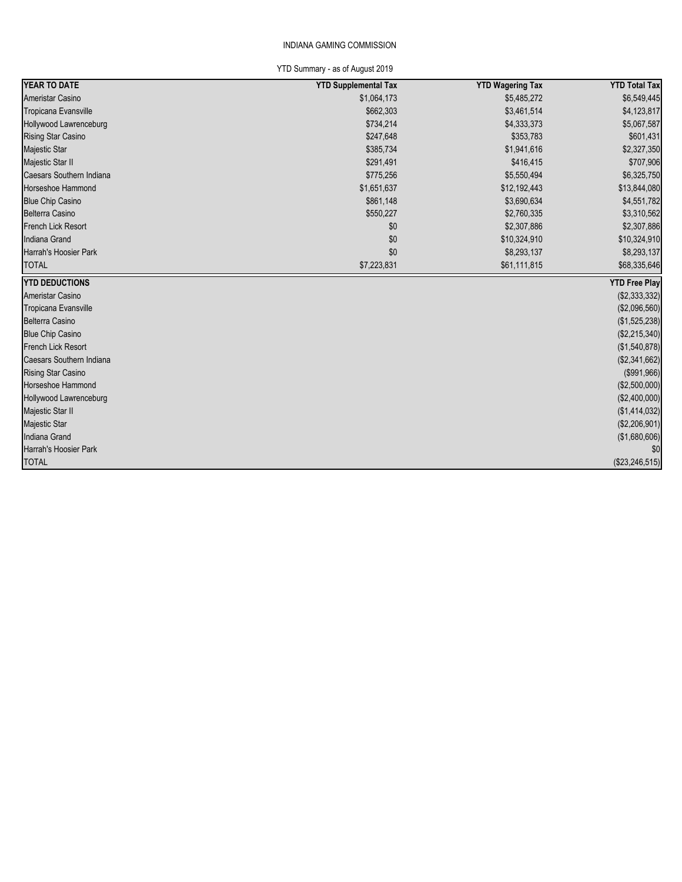INDIANA GAMING COMMISSION

YTD Summary - as of August 2019

| YEAR TO DATE | YTD Supplemental Tax | YTD Wagering Tax | YTD Total Tax |
|---|---|---|---|
| Ameristar Casino | $1,064,173 | $5,485,272 | $6,549,445 |
| Tropicana Evansville | $662,303 | $3,461,514 | $4,123,817 |
| Hollywood Lawrenceburg | $734,214 | $4,333,373 | $5,067,587 |
| Rising Star Casino | $247,648 | $353,783 | $601,431 |
| Majestic Star | $385,734 | $1,941,616 | $2,327,350 |
| Majestic Star II | $291,491 | $416,415 | $707,906 |
| Caesars Southern Indiana | $775,256 | $5,550,494 | $6,325,750 |
| Horseshoe Hammond | $1,651,637 | $12,192,443 | $13,844,080 |
| Blue Chip Casino | $861,148 | $3,690,634 | $4,551,782 |
| Belterra Casino | $550,227 | $2,760,335 | $3,310,562 |
| French Lick Resort | $0 | $2,307,886 | $2,307,886 |
| Indiana Grand | $0 | $10,324,910 | $10,324,910 |
| Harrah's Hoosier Park | $0 | $8,293,137 | $8,293,137 |
| TOTAL | $7,223,831 | $61,111,815 | $68,335,646 |

| YTD DEDUCTIONS | YTD Free Play |
|---|---|
| Ameristar Casino | ($2,333,332) |
| Tropicana Evansville | ($2,096,560) |
| Belterra Casino | ($1,525,238) |
| Blue Chip Casino | ($2,215,340) |
| French Lick Resort | ($1,540,878) |
| Caesars Southern Indiana | ($2,341,662) |
| Rising Star Casino | ($991,966) |
| Horseshoe Hammond | ($2,500,000) |
| Hollywood Lawrenceburg | ($2,400,000) |
| Majestic Star II | ($1,414,032) |
| Majestic Star | ($2,206,901) |
| Indiana Grand | ($1,680,606) |
| Harrah's Hoosier Park | $0 |
| TOTAL | ($23,246,515) |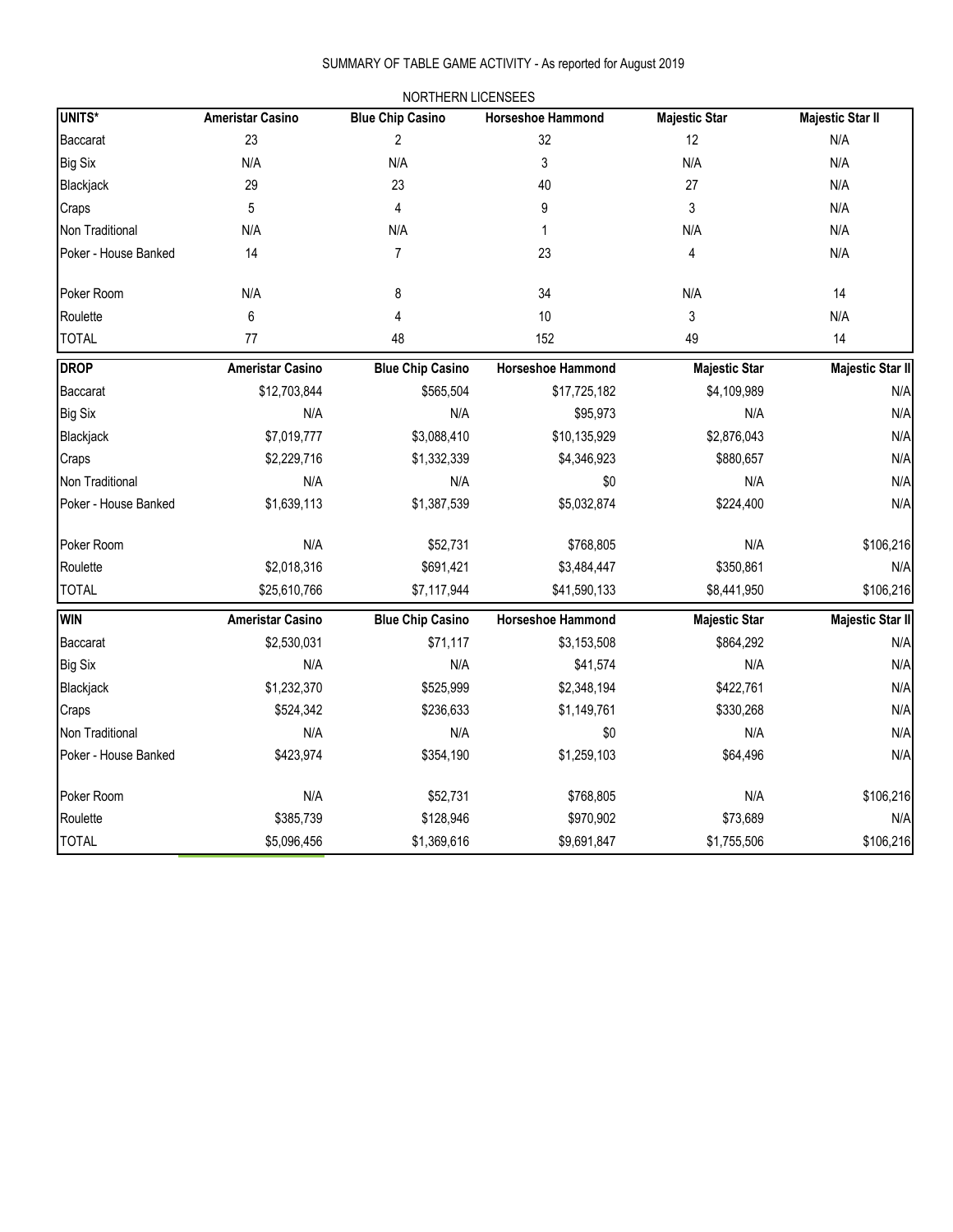# SUMMARY OF TABLE GAME ACTIVITY - As reported for August 2019

## NORTHERN LICENSEES

| UNITS* | Ameristar Casino | Blue Chip Casino | Horseshoe Hammond | Majestic Star | Majestic Star II |
|---|---|---|---|---|---|
| Baccarat | 23 | 2 | 32 | 12 | N/A |
| Big Six | N/A | N/A | 3 | N/A | N/A |
| Blackjack | 29 | 23 | 40 | 27 | N/A |
| Craps | 5 | 4 | 9 | 3 | N/A |
| Non Traditional | N/A | N/A | 1 | N/A | N/A |
| Poker - House Banked | 14 | 7 | 23 | 4 | N/A |
| Poker Room | N/A | 8 | 34 | N/A | 14 |
| Roulette | 6 | 4 | 10 | 3 | N/A |
| TOTAL | 77 | 48 | 152 | 49 | 14 |

| DROP | Ameristar Casino | Blue Chip Casino | Horseshoe Hammond | Majestic Star | Majestic Star II |
|---|---|---|---|---|---|
| Baccarat | $12,703,844 | $565,504 | $17,725,182 | $4,109,989 | N/A |
| Big Six | N/A | N/A | $95,973 | N/A | N/A |
| Blackjack | $7,019,777 | $3,088,410 | $10,135,929 | $2,876,043 | N/A |
| Craps | $2,229,716 | $1,332,339 | $4,346,923 | $880,657 | N/A |
| Non Traditional | N/A | N/A | $0 | N/A | N/A |
| Poker - House Banked | $1,639,113 | $1,387,539 | $5,032,874 | $224,400 | N/A |
| Poker Room | N/A | $52,731 | $768,805 | N/A | $106,216 |
| Roulette | $2,018,316 | $691,421 | $3,484,447 | $350,861 | N/A |
| TOTAL | $25,610,766 | $7,117,944 | $41,590,133 | $8,441,950 | $106,216 |

| WIN | Ameristar Casino | Blue Chip Casino | Horseshoe Hammond | Majestic Star | Majestic Star II |
|---|---|---|---|---|---|
| Baccarat | $2,530,031 | $71,117 | $3,153,508 | $864,292 | N/A |
| Big Six | N/A | N/A | $41,574 | N/A | N/A |
| Blackjack | $1,232,370 | $525,999 | $2,348,194 | $422,761 | N/A |
| Craps | $524,342 | $236,633 | $1,149,761 | $330,268 | N/A |
| Non Traditional | N/A | N/A | $0 | N/A | N/A |
| Poker - House Banked | $423,974 | $354,190 | $1,259,103 | $64,496 | N/A |
| Poker Room | N/A | $52,731 | $768,805 | N/A | $106,216 |
| Roulette | $385,739 | $128,946 | $970,902 | $73,689 | N/A |
| TOTAL | $5,096,456 | $1,369,616 | $9,691,847 | $1,755,506 | $106,216 |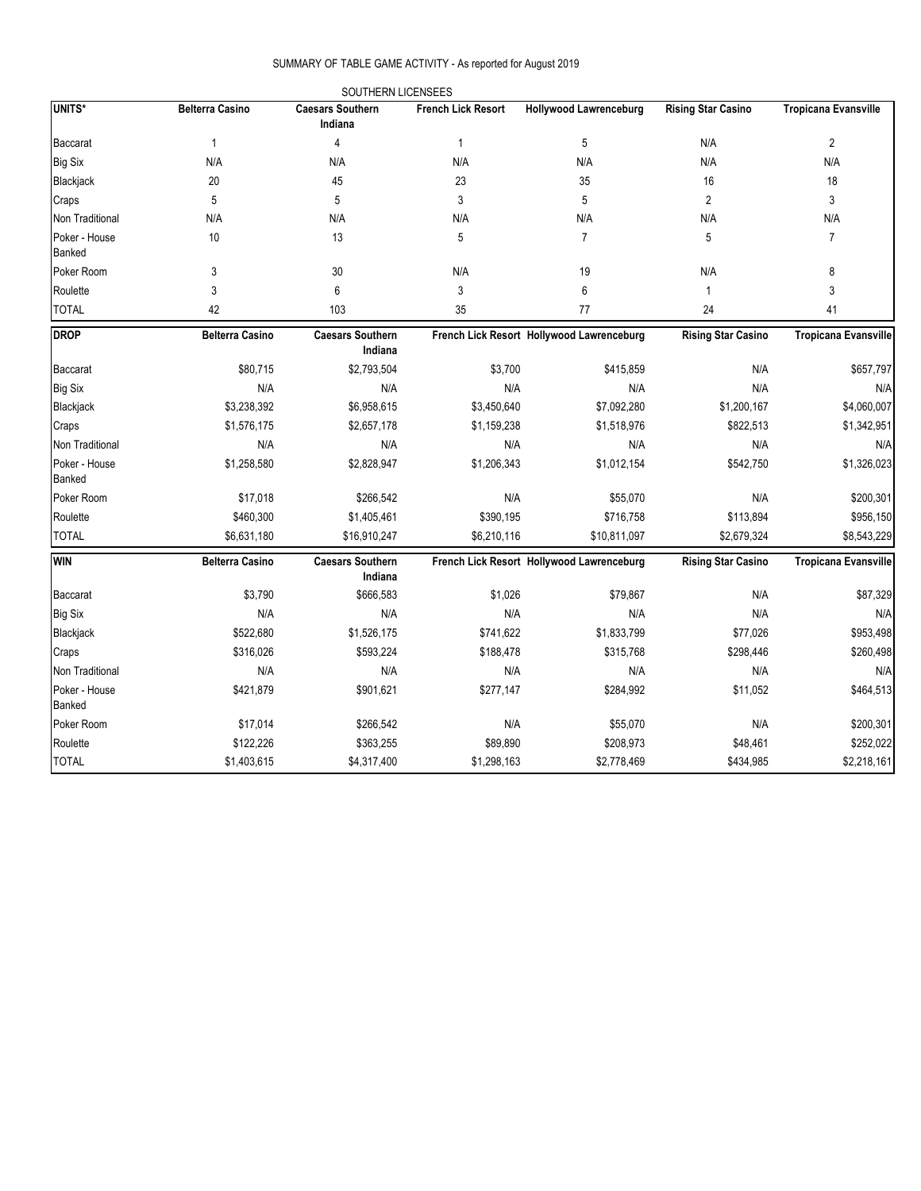SUMMARY OF TABLE GAME ACTIVITY - As reported for August 2019

SOUTHERN LICENSEES

| UNITS* | Belterra Casino | Caesars Southern Indiana | French Lick Resort | Hollywood Lawrenceburg | Rising Star Casino | Tropicana Evansville |
|---|---|---|---|---|---|---|
| Baccarat | 1 | 4 | 1 | 5 | N/A | 2 |
| Big Six | N/A | N/A | N/A | N/A | N/A | N/A |
| Blackjack | 20 | 45 | 23 | 35 | 16 | 18 |
| Craps | 5 | 5 | 3 | 5 | 2 | 3 |
| Non Traditional | N/A | N/A | N/A | N/A | N/A | N/A |
| Poker - House Banked | 10 | 13 | 5 | 7 | 5 | 7 |
| Poker Room | 3 | 30 | N/A | 19 | N/A | 8 |
| Roulette | 3 | 6 | 3 | 6 | 1 | 3 |
| TOTAL | 42 | 103 | 35 | 77 | 24 | 41 |

| DROP | Belterra Casino | Caesars Southern Indiana | French Lick Resort | Hollywood Lawrenceburg | Rising Star Casino | Tropicana Evansville |
|---|---|---|---|---|---|---|
| Baccarat | $80,715 | $2,793,504 | $3,700 | $415,859 | N/A | $657,797 |
| Big Six | N/A | N/A | N/A | N/A | N/A | N/A |
| Blackjack | $3,238,392 | $6,958,615 | $3,450,640 | $7,092,280 | $1,200,167 | $4,060,007 |
| Craps | $1,576,175 | $2,657,178 | $1,159,238 | $1,518,976 | $822,513 | $1,342,951 |
| Non Traditional | N/A | N/A | N/A | N/A | N/A | N/A |
| Poker - House Banked | $1,258,580 | $2,828,947 | $1,206,343 | $1,012,154 | $542,750 | $1,326,023 |
| Poker Room | $17,018 | $266,542 | N/A | $55,070 | N/A | $200,301 |
| Roulette | $460,300 | $1,405,461 | $390,195 | $716,758 | $113,894 | $956,150 |
| TOTAL | $6,631,180 | $16,910,247 | $6,210,116 | $10,811,097 | $2,679,324 | $8,543,229 |

| WIN | Belterra Casino | Caesars Southern Indiana | French Lick Resort | Hollywood Lawrenceburg | Rising Star Casino | Tropicana Evansville |
|---|---|---|---|---|---|---|
| Baccarat | $3,790 | $666,583 | $1,026 | $79,867 | N/A | $87,329 |
| Big Six | N/A | N/A | N/A | N/A | N/A | N/A |
| Blackjack | $522,680 | $1,526,175 | $741,622 | $1,833,799 | $77,026 | $953,498 |
| Craps | $316,026 | $593,224 | $188,478 | $315,768 | $298,446 | $260,498 |
| Non Traditional | N/A | N/A | N/A | N/A | N/A | N/A |
| Poker - House Banked | $421,879 | $901,621 | $277,147 | $284,992 | $11,052 | $464,513 |
| Poker Room | $17,014 | $266,542 | N/A | $55,070 | N/A | $200,301 |
| Roulette | $122,226 | $363,255 | $89,890 | $208,973 | $48,461 | $252,022 |
| TOTAL | $1,403,615 | $4,317,400 | $1,298,163 | $2,778,469 | $434,985 | $2,218,161 |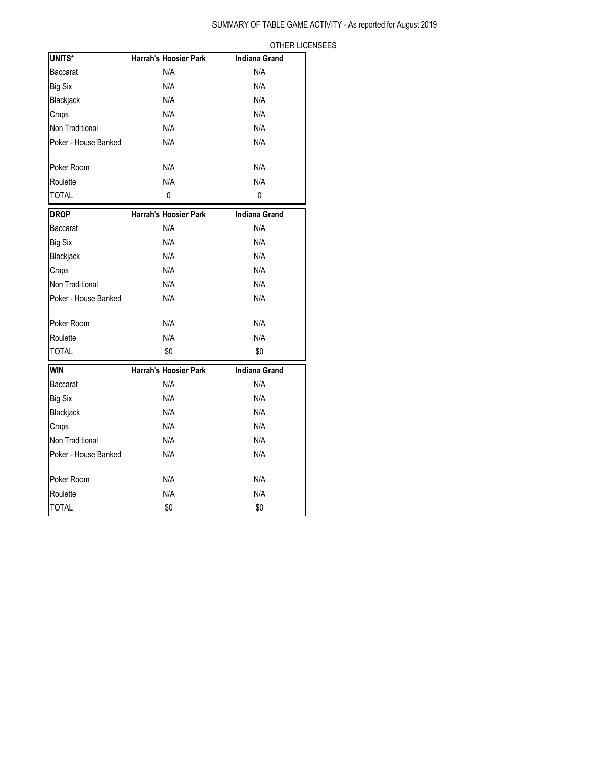SUMMARY OF TABLE GAME ACTIVITY - As reported for August 2019

OTHER LICENSEES

| UNITS* | Harrah's Hoosier Park | Indiana Grand |
|---|---|---|
| Baccarat | N/A | N/A |
| Big Six | N/A | N/A |
| Blackjack | N/A | N/A |
| Craps | N/A | N/A |
| Non Traditional | N/A | N/A |
| Poker - House Banked | N/A | N/A |
| Poker Room | N/A | N/A |
| Roulette | N/A | N/A |
| TOTAL | 0 | 0 |

| DROP | Harrah's Hoosier Park | Indiana Grand |
|---|---|---|
| Baccarat | N/A | N/A |
| Big Six | N/A | N/A |
| Blackjack | N/A | N/A |
| Craps | N/A | N/A |
| Non Traditional | N/A | N/A |
| Poker - House Banked | N/A | N/A |
| Poker Room | N/A | N/A |
| Roulette | N/A | N/A |
| TOTAL | $0 | $0 |

| WIN | Harrah's Hoosier Park | Indiana Grand |
|---|---|---|
| Baccarat | N/A | N/A |
| Big Six | N/A | N/A |
| Blackjack | N/A | N/A |
| Craps | N/A | N/A |
| Non Traditional | N/A | N/A |
| Poker - House Banked | N/A | N/A |
| Poker Room | N/A | N/A |
| Roulette | N/A | N/A |
| TOTAL | $0 | $0 |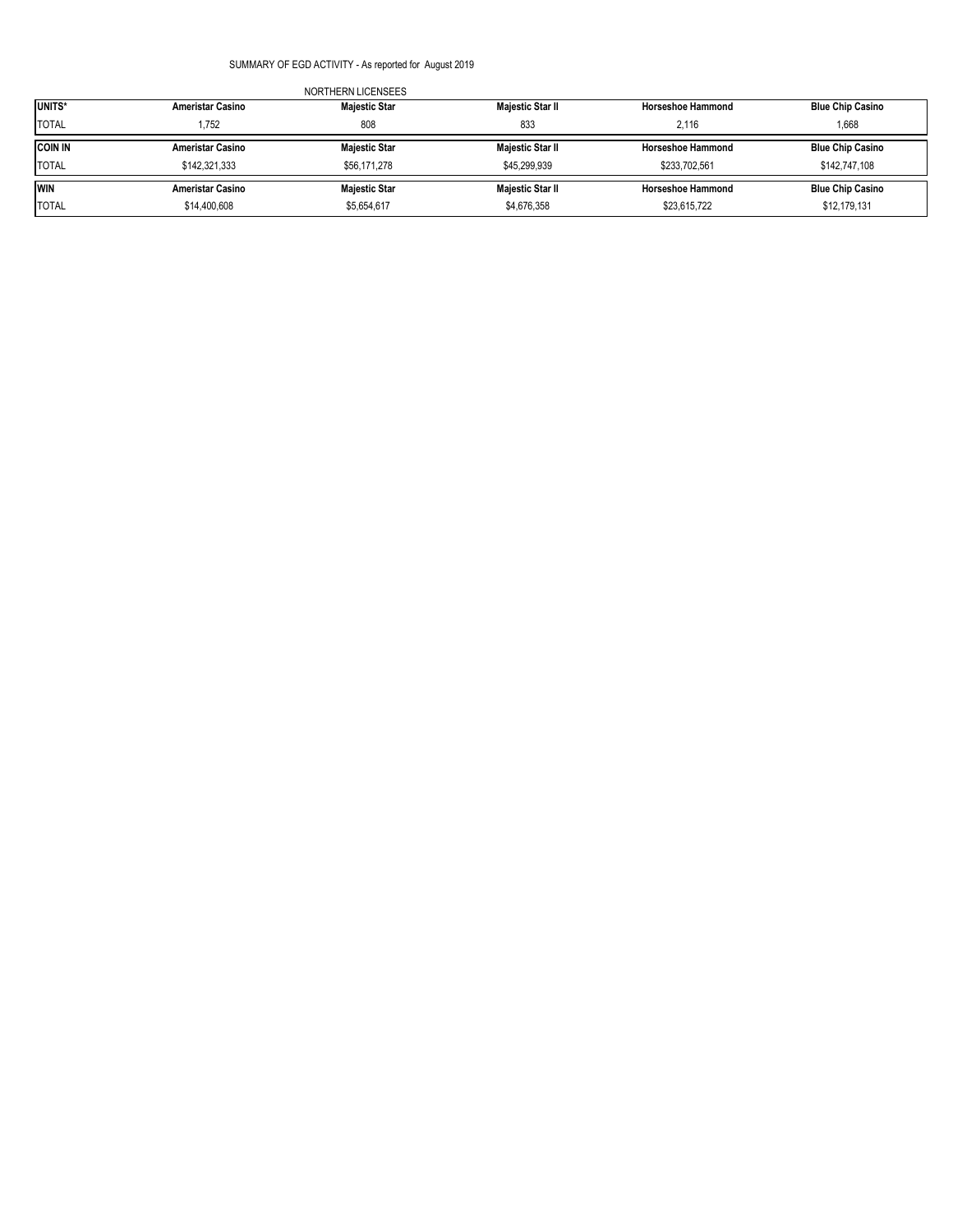SUMMARY OF EGD ACTIVITY - As reported for August 2019

NORTHERN LICENSEES

| UNITS* | Ameristar Casino | Majestic Star | Majestic Star II | Horseshoe Hammond | Blue Chip Casino |
|---|---|---|---|---|---|
| TOTAL | 1,752 | 808 | 833 | 2,116 | 1,668 |
| **COIN IN** | **Ameristar Casino** | **Majestic Star** | **Majestic Star II** | **Horseshoe Hammond** | **Blue Chip Casino** |
| TOTAL | $142,321,333 | $56,171,278 | $45,299,939 | $233,702,561 | $142,747,108 |
| **WIN** | **Ameristar Casino** | **Majestic Star** | **Majestic Star II** | **Horseshoe Hammond** | **Blue Chip Casino** |
| TOTAL | $14,400,608 | $5,654,617 | $4,676,358 | $23,615,722 | $12,179,131 |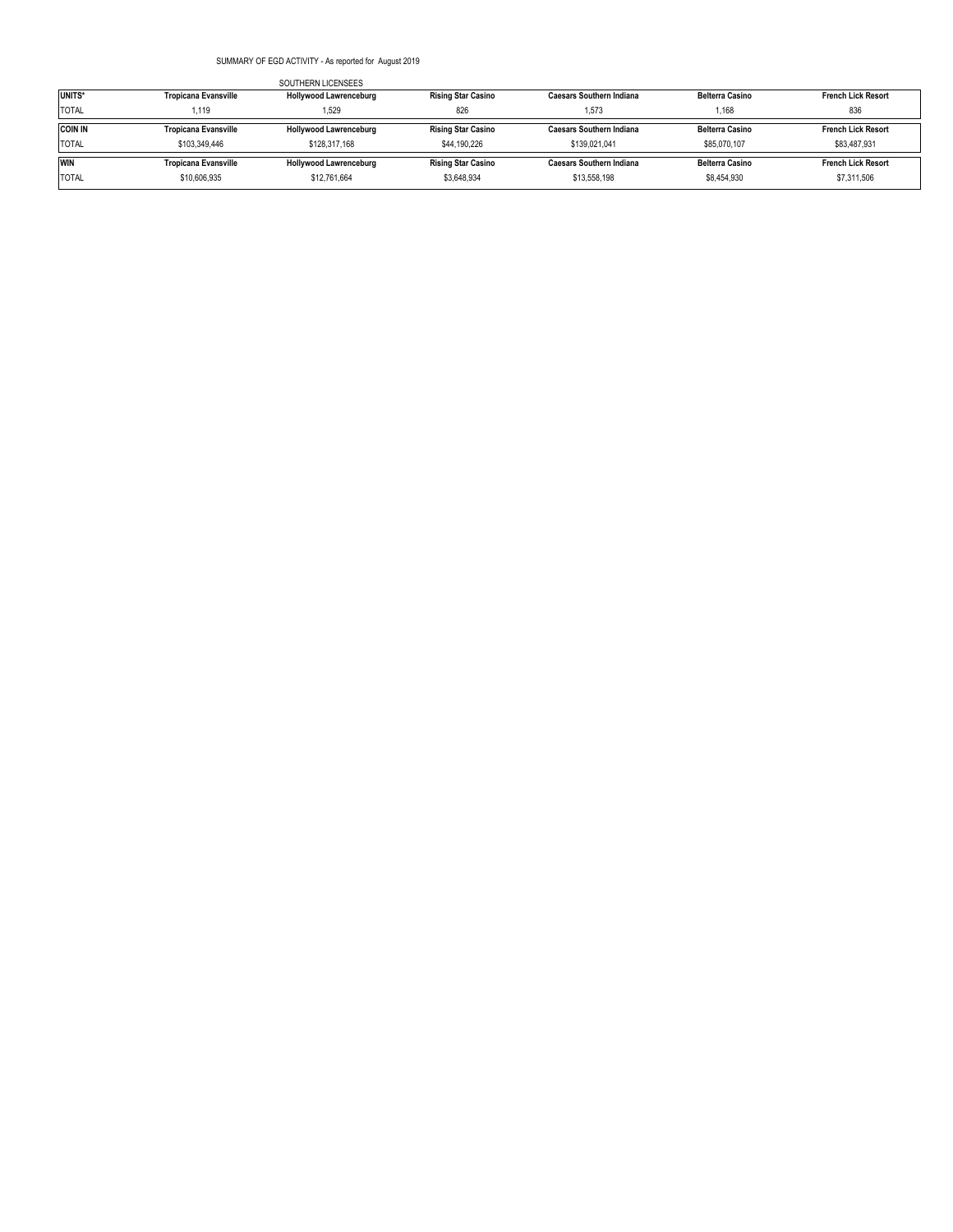SUMMARY OF EGD ACTIVITY - As reported for August 2019

SOUTHERN LICENSEES

| UNITS* | Tropicana Evansville | Hollywood Lawrenceburg | Rising Star Casino | Caesars Southern Indiana | Belterra Casino | French Lick Resort |
|---|---|---|---|---|---|---|
| TOTAL | 1,119 | 1,529 | 826 | 1,573 | 1,168 | 836 |
| **COIN IN** | **Tropicana Evansville** | **Hollywood Lawrenceburg** | **Rising Star Casino** | **Caesars Southern Indiana** | **Belterra Casino** | **French Lick Resort** |
| TOTAL | $103,349,446 | $128,317,168 | $44,190,226 | $139,021,041 | $85,070,107 | $83,487,931 |
| **WIN** | **Tropicana Evansville** | **Hollywood Lawrenceburg** | **Rising Star Casino** | **Caesars Southern Indiana** | **Belterra Casino** | **French Lick Resort** |
| TOTAL | $10,606,935 | $12,761,664 | $3,648,934 | $13,558,198 | $8,454,930 | $7,311,506 |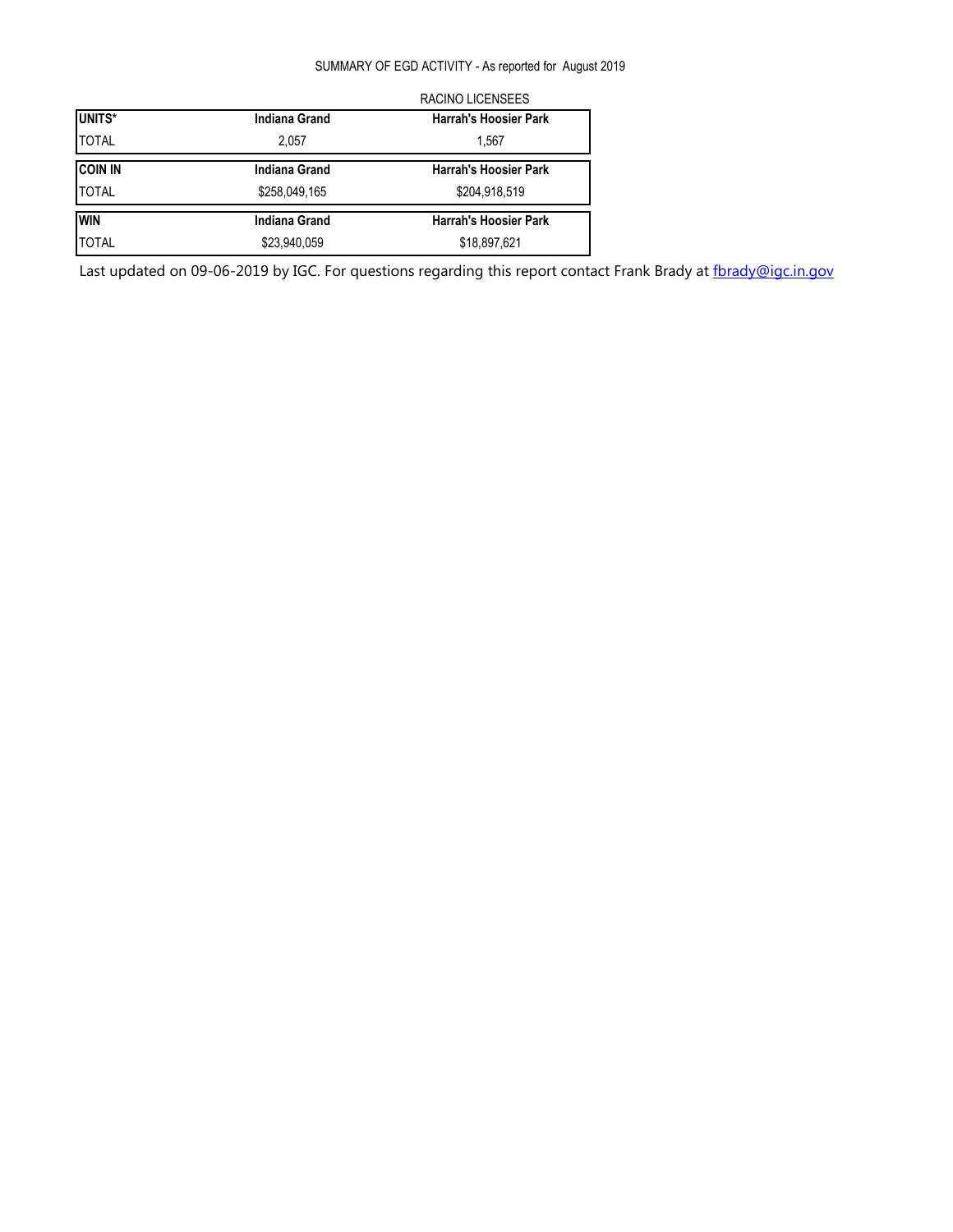SUMMARY OF EGD ACTIVITY - As reported for August 2019

RACINO LICENSEES

| UNITS* | Indiana Grand | Harrah's Hoosier Park |
|---|---|---|
| TOTAL | 2,057 | 1,567 |

| COIN IN | Indiana Grand | Harrah's Hoosier Park |
|---|---|---|
| TOTAL | $258,049,165 | $204,918,519 |

| WIN | Indiana Grand | Harrah's Hoosier Park |
|---|---|---|
| TOTAL | $23,940,059 | $18,897,621 |

Last updated on 09-06-2019 by IGC. For questions regarding this report contact Frank Brady at fbrady@igc.in.gov